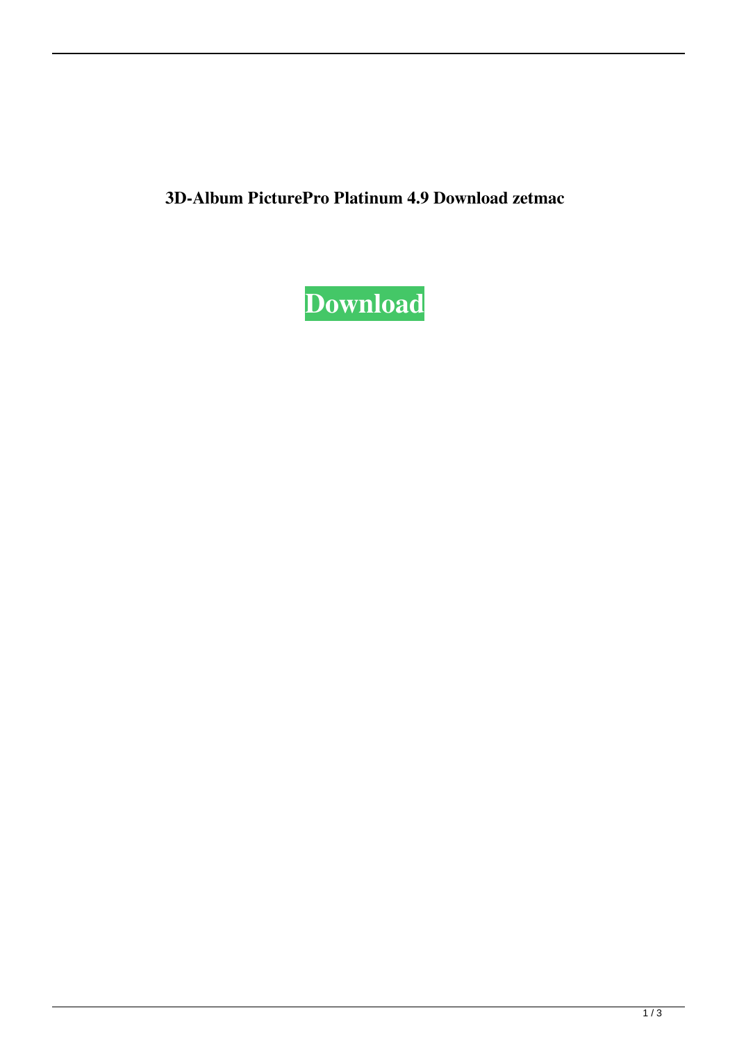**3D-Album PicturePro Platinum 4.9 Download zetmac**

**Download**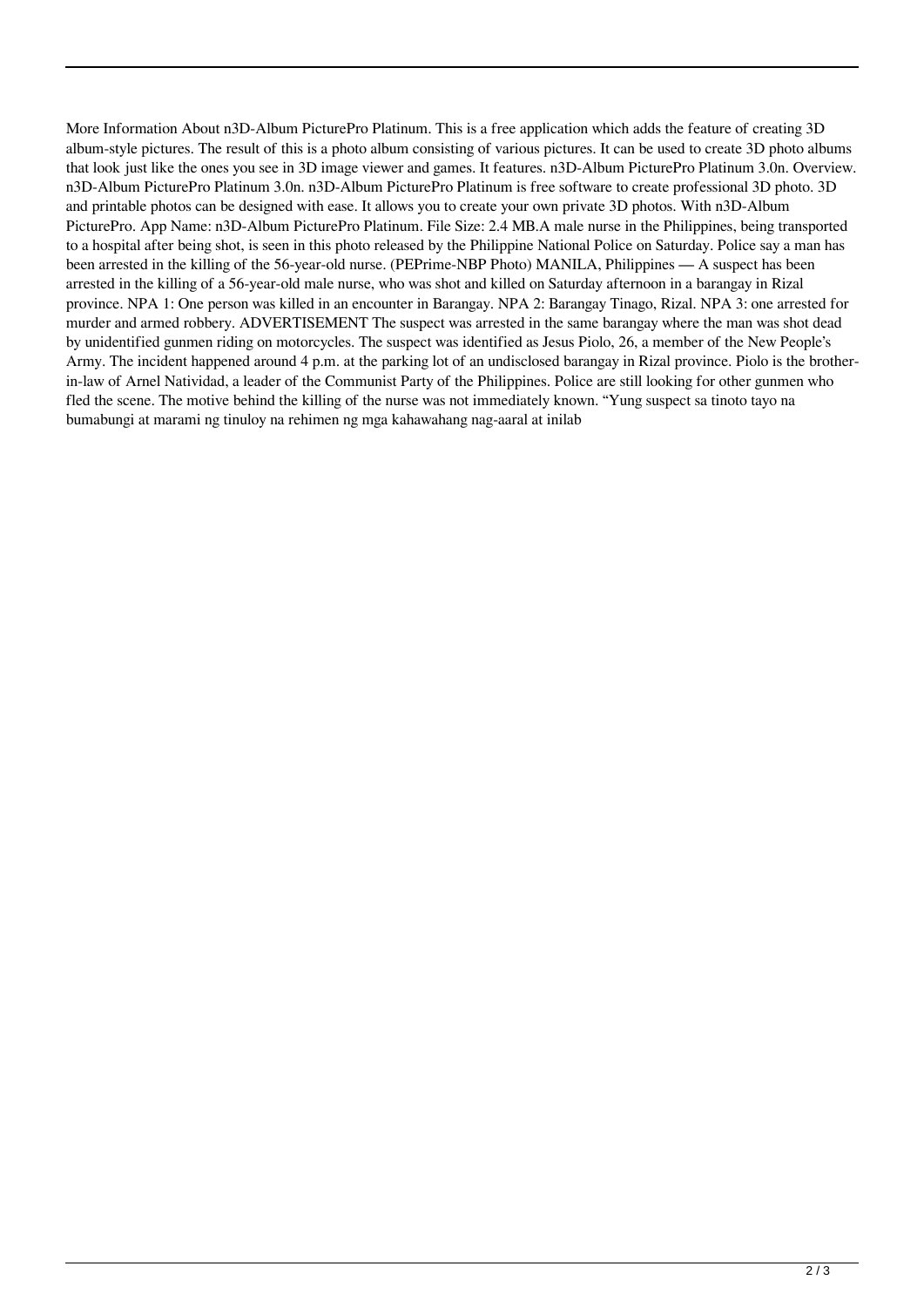More Information About n3D-Album PicturePro Platinum. This is a free application which adds the feature of creating 3D album-style pictures. The result of this is a photo album consisting of various pictures. It can be used to create 3D photo albums that look just like the ones you see in 3D image viewer and games. It features. n3D-Album PicturePro Platinum 3.0n. Overview. n3D-Album PicturePro Platinum 3.0n. n3D-Album PicturePro Platinum is free software to create professional 3D photo. 3D and printable photos can be designed with ease. It allows you to create your own private 3D photos. With n3D-Album PicturePro. App Name: n3D-Album PicturePro Platinum. File Size: 2.4 MB.A male nurse in the Philippines, being transported to a hospital after being shot, is seen in this photo released by the Philippine National Police on Saturday. Police say a man has been arrested in the killing of the 56-year-old nurse. (PEPrime-NBP Photo) MANILA, Philippines — A suspect has been arrested in the killing of a 56-year-old male nurse, who was shot and killed on Saturday afternoon in a barangay in Rizal province. NPA 1: One person was killed in an encounter in Barangay. NPA 2: Barangay Tinago, Rizal. NPA 3: one arrested for murder and armed robbery. ADVERTISEMENT The suspect was arrested in the same barangay where the man was shot dead by unidentified gunmen riding on motorcycles. The suspect was identified as Jesus Piolo, 26, a member of the New People's Army. The incident happened around 4 p.m. at the parking lot of an undisclosed barangay in Rizal province. Piolo is the brother-in-law of Arnel Natividad, a leader of the Communist Party of the Philippines. Police are still looking for other gunmen who fled the scene. The motive behind the killing of the nurse was not immediately known. "Yung suspect sa tinoto tayo na bumabungi at marami ng tinuloy na rehimen ng mga kahawahang nag-aaral at inilab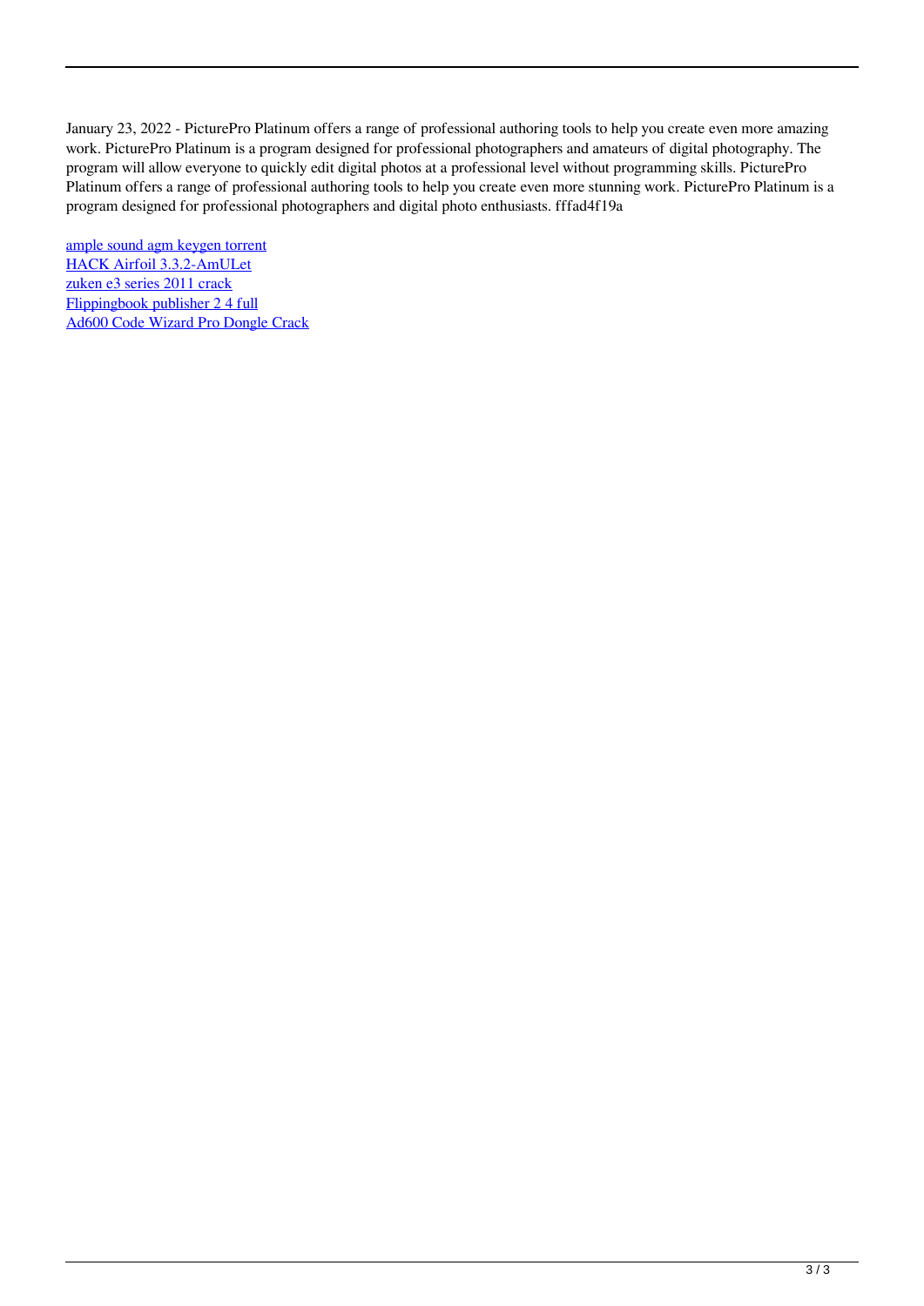January 23, 2022 - PicturePro Platinum offers a range of professional authoring tools to help you create even more amazing work. PicturePro Platinum is a program designed for professional photographers and amateurs of digital photography. The program will allow everyone to quickly edit digital photos at a professional level without programming skills. PicturePro Platinum offers a range of professional authoring tools to help you create even more stunning work. PicturePro Platinum is a program designed for professional photographers and digital photo enthusiasts. fffad4f19a

ample sound agm keygen torrent
HACK Airfoil 3.3.2-AmULet
zuken e3 series 2011 crack
Flippingbook publisher 2 4 full
Ad600 Code Wizard Pro Dongle Crack